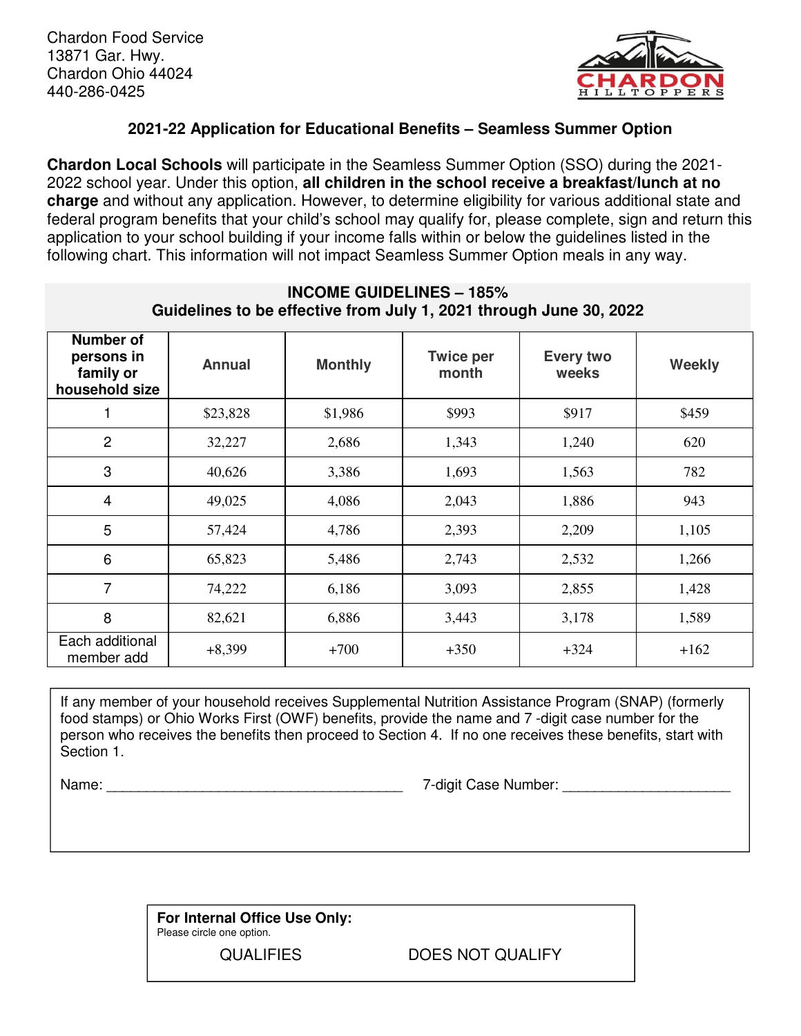Chardon Food Service
13871 Gar. Hwy.
Chardon Ohio 44024
440-286-0425

CHARDON HILLTOPPERS

## 2021-22 Application for Educational Benefits – Seamless Summer Option

**Chardon Local Schools** will participate in the Seamless Summer Option (SSO) during the 2021-2022 school year. Under this option, **all children in the school receive a breakfast/lunch at no charge** and without any application. However, to determine eligibility for various additional state and federal program benefits that your child's school may qualify for, please complete, sign and return this application to your school building if your income falls within or below the guidelines listed in the following chart. This information will not impact Seamless Summer Option meals in any way.

**INCOME GUIDELINES – 185%**
**Guidelines to be effective from July 1, 2021 through June 30, 2022**

| Number of persons in family or household size | Annual | Monthly | Twice per month | Every two weeks | Weekly |
|---|---|---|---|---|---|
| 1 | $23,828 | $1,986 | $993 | $917 | $459 |
| 2 | 32,227 | 2,686 | 1,343 | 1,240 | 620 |
| 3 | 40,626 | 3,386 | 1,693 | 1,563 | 782 |
| 4 | 49,025 | 4,086 | 2,043 | 1,886 | 943 |
| 5 | 57,424 | 4,786 | 2,393 | 2,209 | 1,105 |
| 6 | 65,823 | 5,486 | 2,743 | 2,532 | 1,266 |
| 7 | 74,222 | 6,186 | 3,093 | 2,855 | 1,428 |
| 8 | 82,621 | 6,886 | 3,443 | 3,178 | 1,589 |
| Each additional member add | +8,399 | +700 | +350 | +324 | +162 |

If any member of your household receives Supplemental Nutrition Assistance Program (SNAP) (formerly food stamps) or Ohio Works First (OWF) benefits, provide the name and 7 -digit case number for the person who receives the benefits then proceed to Section 4. If no one receives these benefits, start with Section 1.

Name: ______________________________________ 7-digit Case Number: _____________________

**For Internal Office Use Only:**
Please circle one option.

QUALIFIES DOES NOT QUALIFY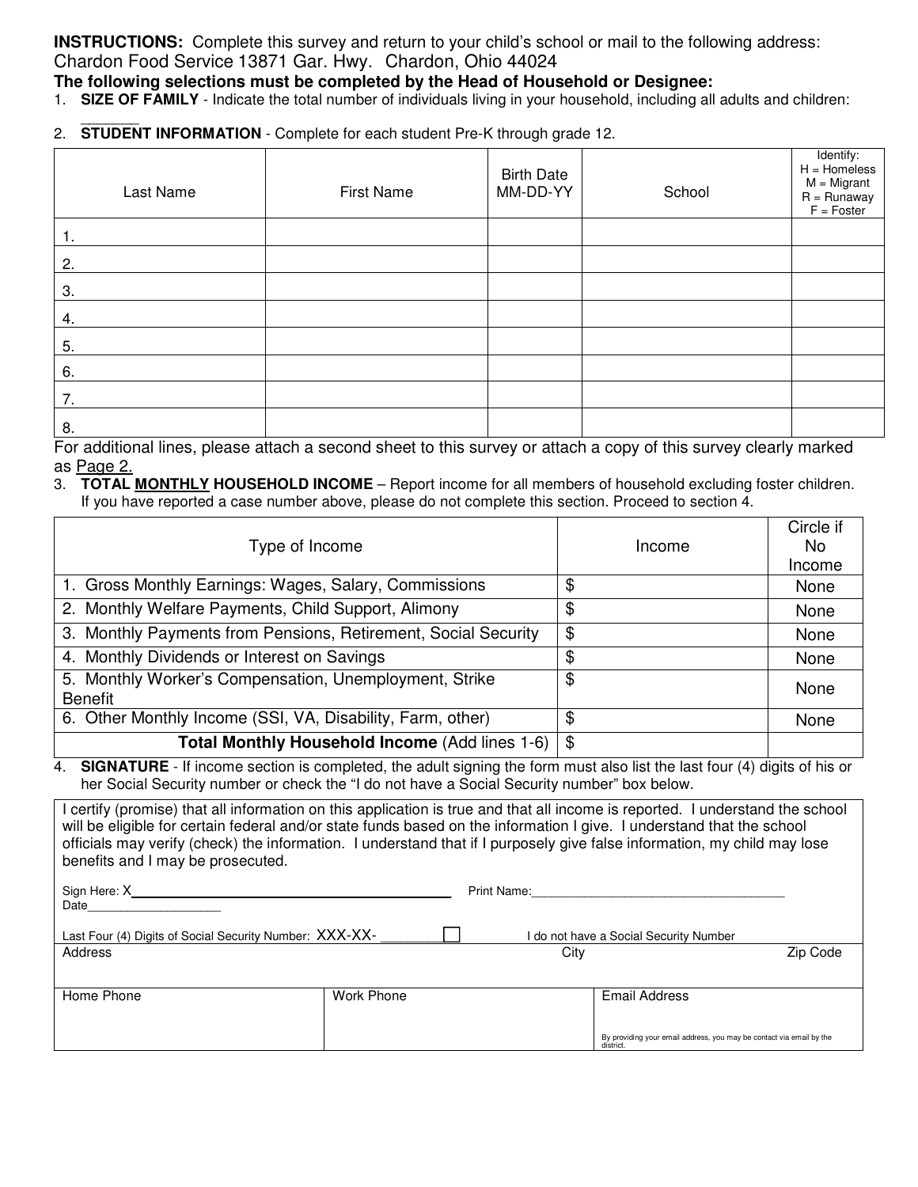**INSTRUCTIONS:** Complete this survey and return to your child's school or mail to the following address:
Chardon Food Service 13871 Gar. Hwy. Chardon, Ohio 44024

**The following selections must be completed by the Head of Household or Designee:**

1. **SIZE OF FAMILY** - Indicate the total number of individuals living in your household, including all adults and children: _______

2. **STUDENT INFORMATION** - Complete for each student Pre-K through grade 12.

| Last Name | First Name | Birth Date MM-DD-YY | School | Identify: H = Homeless M = Migrant R = Runaway F = Foster |
|---|---|---|---|---|
| 1. | | | | |
| 2. | | | | |
| 3. | | | | |
| 4. | | | | |
| 5. | | | | |
| 6. | | | | |
| 7. | | | | |
| 8. | | | | |

For additional lines, please attach a second sheet to this survey or attach a copy of this survey clearly marked as Page 2.

3. **TOTAL MONTHLY HOUSEHOLD INCOME** – Report income for all members of household excluding foster children. If you have reported a case number above, please do not complete this section. Proceed to section 4.

| Type of Income | Income | Circle if No Income |
|---|---|---|
| 1. Gross Monthly Earnings: Wages, Salary, Commissions | $ | None |
| 2. Monthly Welfare Payments, Child Support, Alimony | $ | None |
| 3. Monthly Payments from Pensions, Retirement, Social Security | $ | None |
| 4. Monthly Dividends or Interest on Savings | $ | None |
| 5. Monthly Worker's Compensation, Unemployment, Strike Benefit | $ | None |
| 6. Other Monthly Income (SSI, VA, Disability, Farm, other) | $ | None |
| **Total Monthly Household Income** (Add lines 1-6) | $ | |

4. **SIGNATURE** - If income section is completed, the adult signing the form must also list the last four (4) digits of his or her Social Security number or check the "I do not have a Social Security number" box below.

I certify (promise) that all information on this application is true and that all income is reported. I understand the school will be eligible for certain federal and/or state funds based on the information I give. I understand that the school officials may verify (check) the information. I understand that if I purposely give false information, my child may lose benefits and I may be prosecuted.

Sign Here: X______________________________ Print Name:______________________________

Date____________________

Last Four (4) Digits of Social Security Number: XXX-XX- ________ ☐ I do not have a Social Security Number

| Address | City | Zip Code |
|---|---|---|
| | | |

| Home Phone | Work Phone | Email Address |
|---|---|---|
| | | By providing your email address, you may be contact via email by the district. |